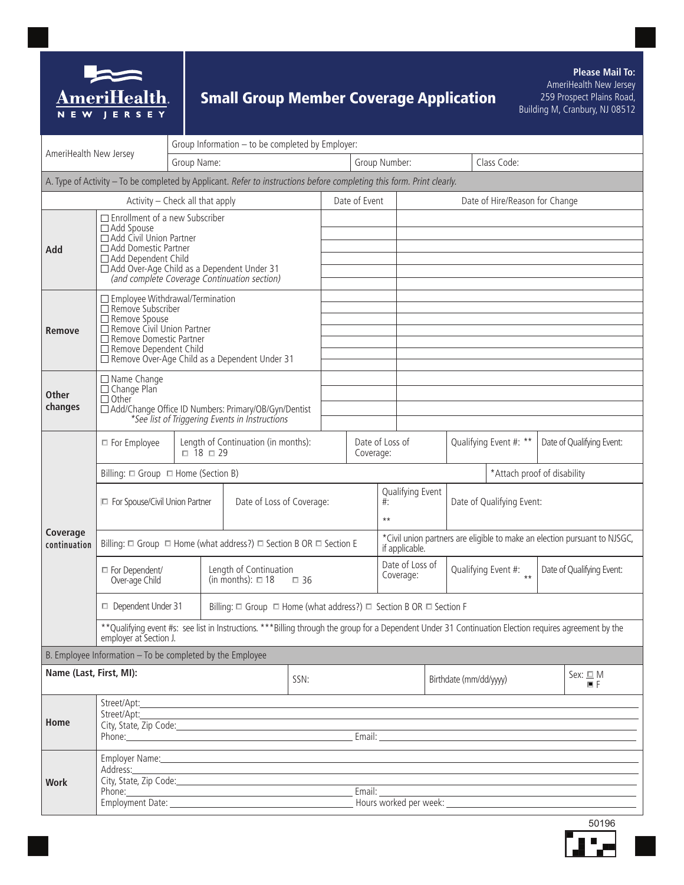# Small Group Member Coverage Application

AmeriHealth New Jersey

**Please Mail To:**
AmeriHealth New Jersey
259 Prospect Plains Road,
Building M, Cranbury, NJ 08512

| AmeriHealth New Jersey | Group Information – to be completed by Employer: | | |
|---|---|---|---|
| | Group Name: | Group Number: | Class Code: |

**A. Type of Activity** – To be completed by Applicant. *Refer to instructions before completing this form. Print clearly.*

| | Activity – Check all that apply | Date of Event | Date of Hire/Reason for Change |
|---|---|---|---|
| **Add** | ☐ Enrollment of a new Subscriber<br>☐ Add Spouse<br>☐ Add Civil Union Partner<br>☐ Add Domestic Partner<br>☐ Add Dependent Child<br>☐ Add Over-Age Child as a Dependent Under 31<br>*(and complete Coverage Continuation section)* | | |
| **Remove** | ☐ Employee Withdrawal/Termination<br>☐ Remove Subscriber<br>☐ Remove Spouse<br>☐ Remove Civil Union Partner<br>☐ Remove Domestic Partner<br>☐ Remove Dependent Child<br>☐ Remove Over-Age Child as a Dependent Under 31 | | |
| **Other changes** | ☐ Name Change<br>☐ Change Plan<br>☐ Other<br>☐ Add/Change Office ID Numbers: Primary/OB/Gyn/Dentist<br>*\*See list of Triggering Events in Instructions* | | |

**Coverage continuation**

| | | | | |
|---|---|---|---|---|
| ☐ For Employee | Length of Continuation (in months): ☐ 18 ☐ 29 | Date of Loss of Coverage: | Qualifying Event #: ** | Date of Qualifying Event: |
| Billing: ☐ Group ☐ Home (Section B) | | | | *Attach proof of disability |
| ☐ For Spouse/Civil Union Partner | Date of Loss of Coverage: | | Qualifying Event #: ** | Date of Qualifying Event: |
| Billing: ☐ Group ☐ Home (what address?) ☐ Section B OR ☐ Section E | | | *Civil union partners are eligible to make an election pursuant to NJSGC, if applicable. | |
| ☐ For Dependent/ Over-age Child | Length of Continuation (in months): ☐ 18 ☐ 36 | Date of Loss of Coverage: | Qualifying Event #: ** | Date of Qualifying Event: |
| ☐ Dependent Under 31 | Billing: ☐ Group ☐ Home (what address?) ☐ Section B OR ☐ Section F | | | |

**Qualifying event #s: see list in Instructions. ***Billing through the group for a Dependent Under 31 Continuation Election requires agreement by the employer at Section J.

**B. Employee Information** – To be completed by the Employee

| **Name (Last, First, MI):** | SSN: | Birthdate (mm/dd/yyyy) | Sex: ☐ M ☒ F |
|---|---|---|---|

**Home**

Street/Apt: ______________________________
Street/Apt: ______________________________
City, State, Zip Code: ______________________________
Phone: ______________________ Email: ______________________

**Work**

Employer Name: ______________________________
Address: ______________________________
City, State, Zip Code: ______________________________
Phone: ______________________ Email: ______________________
Employment Date: ______________________ Hours worked per week: ______________________

50196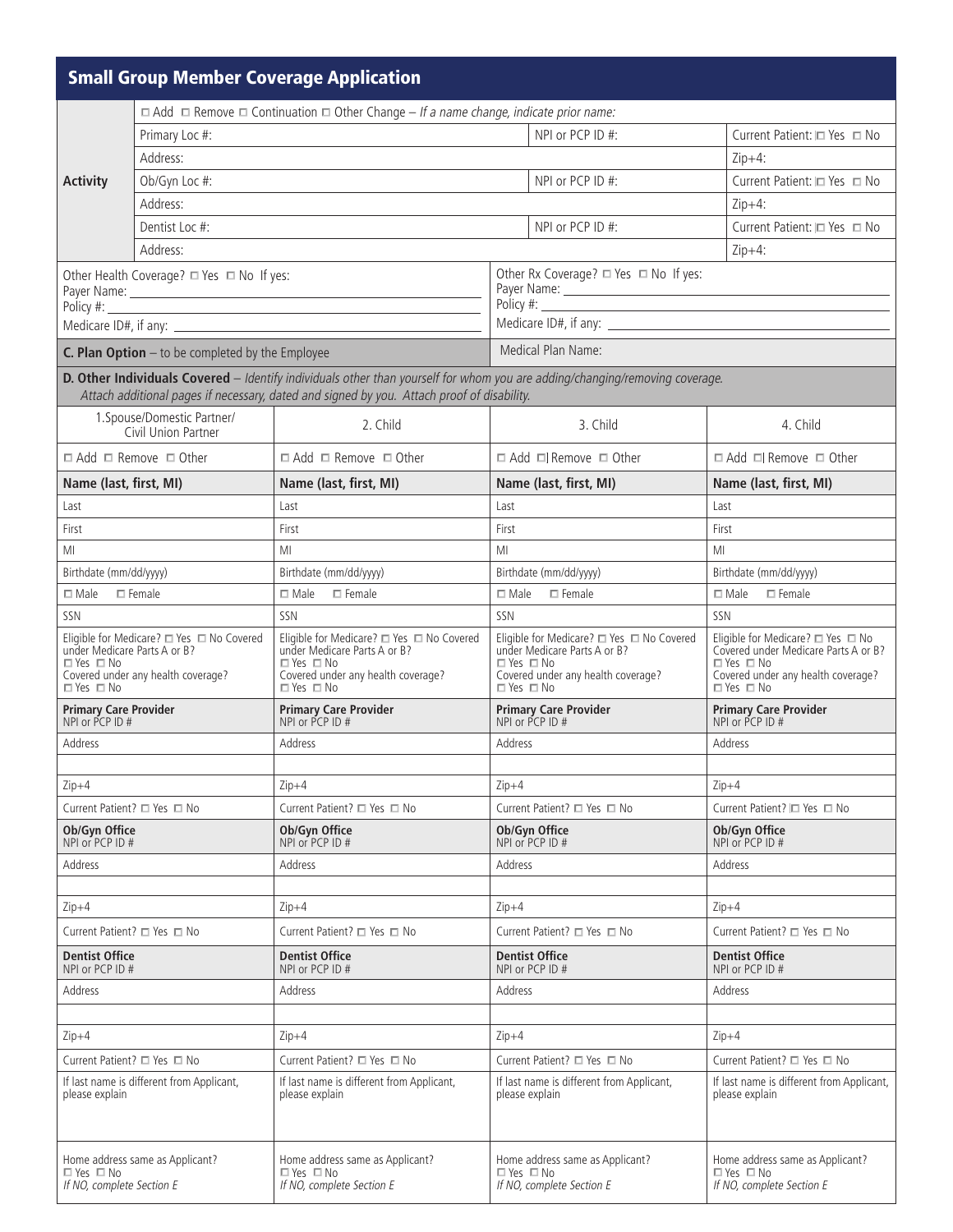## Small Group Member Coverage Application

| Activity | | | |
|---|---|---|---|
| | ☐ Add ☐ Remove ☐ Continuation ☐ Other Change – *If a name change, indicate prior name:* | | |
| | Primary Loc #: | NPI or PCP ID #: | Current Patient: ☐ Yes ☐ No |
| | Address: | | Zip+4: |
| | Ob/Gyn Loc #: | NPI or PCP ID #: | Current Patient: ☐ Yes ☐ No |
| | Address: | | Zip+4: |
| | Dentist Loc #: | NPI or PCP ID #: | Current Patient: ☐ Yes ☐ No |
| | Address: | | Zip+4: |

| | |
|---|---|
| Other Health Coverage? ☐ Yes ☐ No If yes:<br>Payer Name: ______<br>Policy #: ______<br>Medicare ID#, if any: ______ | Other Rx Coverage? ☐ Yes ☐ No If yes:<br>Payer Name: ______<br>Policy #: ______<br>Medicare ID#, if any: ______ |
| **C. Plan Option** – to be completed by the Employee | Medical Plan Name: |

**D. Other Individuals Covered** – *Identify individuals other than yourself for whom you are adding/changing/removing coverage. Attach additional pages if necessary, dated and signed by you. Attach proof of disability.*

| 1.Spouse/Domestic Partner/ Civil Union Partner | 2. Child | 3. Child | 4. Child |
|---|---|---|---|
| ☐ Add ☐ Remove ☐ Other | ☐ Add ☐ Remove ☐ Other | ☐ Add ☐ Remove ☐ Other | ☐ Add ☐ Remove ☐ Other |
| **Name (last, first, MI)** | **Name (last, first, MI)** | **Name (last, first, MI)** | **Name (last, first, MI)** |
| Last | Last | Last | Last |
| First | First | First | First |
| MI | MI | MI | MI |
| Birthdate (mm/dd/yyyy) | Birthdate (mm/dd/yyyy) | Birthdate (mm/dd/yyyy) | Birthdate (mm/dd/yyyy) |
| ☐ Male ☐ Female | ☐ Male ☐ Female | ☐ Male ☐ Female | ☐ Male ☐ Female |
| SSN | SSN | SSN | SSN |
| Eligible for Medicare? ☐ Yes ☐ No Covered under Medicare Parts A or B? ☐ Yes ☐ No Covered under any health coverage? ☐ Yes ☐ No | Eligible for Medicare? ☐ Yes ☐ No Covered under Medicare Parts A or B? ☐ Yes ☐ No Covered under any health coverage? ☐ Yes ☐ No | Eligible for Medicare? ☐ Yes ☐ No Covered under Medicare Parts A or B? ☐ Yes ☐ No Covered under any health coverage? ☐ Yes ☐ No | Eligible for Medicare? ☐ Yes ☐ No Covered under Medicare Parts A or B? ☐ Yes ☐ No Covered under any health coverage? ☐ Yes ☐ No |
| **Primary Care Provider** NPI or PCP ID # | **Primary Care Provider** NPI or PCP ID # | **Primary Care Provider** NPI or PCP ID # | **Primary Care Provider** NPI or PCP ID # |
| Address | Address | Address | Address |
| | | | |
| Zip+4 | Zip+4 | Zip+4 | Zip+4 |
| Current Patient? ☐ Yes ☐ No | Current Patient? ☐ Yes ☐ No | Current Patient? ☐ Yes ☐ No | Current Patient? ☐ Yes ☐ No |
| **Ob/Gyn Office** NPI or PCP ID # | **Ob/Gyn Office** NPI or PCP ID # | **Ob/Gyn Office** NPI or PCP ID # | **Ob/Gyn Office** NPI or PCP ID # |
| Address | Address | Address | Address |
| | | | |
| Zip+4 | Zip+4 | Zip+4 | Zip+4 |
| Current Patient? ☐ Yes ☐ No | Current Patient? ☐ Yes ☐ No | Current Patient? ☐ Yes ☐ No | Current Patient? ☐ Yes ☐ No |
| **Dentist Office** NPI or PCP ID # | **Dentist Office** NPI or PCP ID # | **Dentist Office** NPI or PCP ID # | **Dentist Office** NPI or PCP ID # |
| Address | Address | Address | Address |
| | | | |
| Zip+4 | Zip+4 | Zip+4 | Zip+4 |
| Current Patient? ☐ Yes ☐ No | Current Patient? ☐ Yes ☐ No | Current Patient? ☐ Yes ☐ No | Current Patient? ☐ Yes ☐ No |
| If last name is different from Applicant, please explain | If last name is different from Applicant, please explain | If last name is different from Applicant, please explain | If last name is different from Applicant, please explain |
| Home address same as Applicant? ☐ Yes ☐ No *If NO, complete Section E* | Home address same as Applicant? ☐ Yes ☐ No *If NO, complete Section E* | Home address same as Applicant? ☐ Yes ☐ No *If NO, complete Section E* | Home address same as Applicant? ☐ Yes ☐ No *If NO, complete Section E* |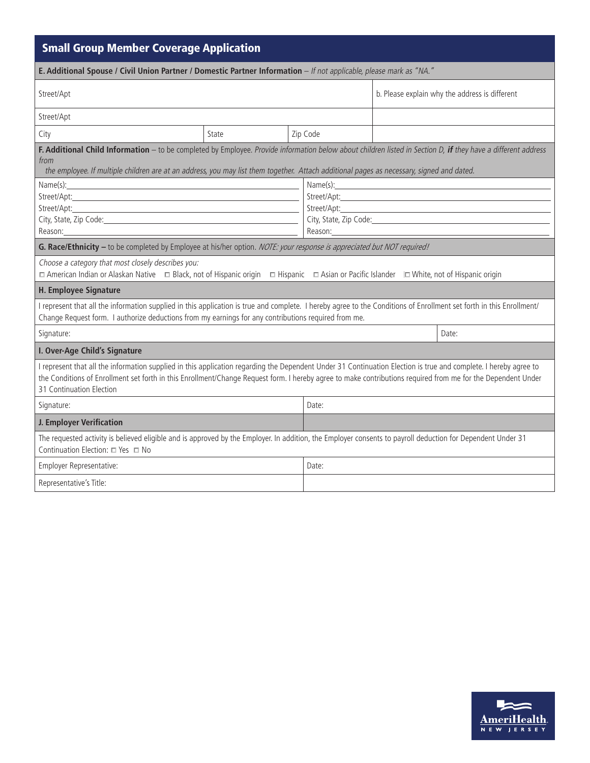## Small Group Member Coverage Application

**E. Additional Spouse / Civil Union Partner / Domestic Partner Information** – *If not applicable, please mark as "NA."*

| | | | |
|---|---|---|---|
| Street/Apt | | | b. Please explain why the address is different |
| Street/Apt | | | |
| City | State | Zip Code | |

**F. Additional Child Information** – to be completed by Employee. *Provide information below about children listed in Section D,* ***if*** *they have a different address from the employee. If multiple children are at an address, you may list them together. Attach additional pages as necessary, signed and dated.*

| | |
|---|---|
| Name(s):<br>Street/Apt:<br>Street/Apt:<br>City, State, Zip Code:<br>Reason: | Name(s):<br>Street/Apt:<br>Street/Apt:<br>City, State, Zip Code:<br>Reason: |

**G. Race/Ethnicity –** to be completed by Employee at his/her option. *NOTE: your response is appreciated but NOT required!*

*Choose a category that most closely describes you:*

☐ American Indian or Alaskan Native ☐ Black, not of Hispanic origin ☐ Hispanic ☐ Asian or Pacific Islander ☐ White, not of Hispanic origin

**H. Employee Signature**

I represent that all the information supplied in this application is true and complete. I hereby agree to the Conditions of Enrollment set forth in this Enrollment/ Change Request form. I authorize deductions from my earnings for any contributions required from me.

| | |
|---|---|
| Signature: | Date: |

**I. Over-Age Child's Signature**

I represent that all the information supplied in this application regarding the Dependent Under 31 Continuation Election is true and complete. I hereby agree to the Conditions of Enrollment set forth in this Enrollment/Change Request form. I hereby agree to make contributions required from me for the Dependent Under 31 Continuation Election

| | |
|---|---|
| Signature: | Date: |

**J. Employer Verification**

The requested activity is believed eligible and is approved by the Employer. In addition, the Employer consents to payroll deduction for Dependent Under 31 Continuation Election: ☐ Yes ☐ No

| | |
|---|---|
| Employer Representative: | Date: |
| Representative's Title: | |

AmeriHealth NEW JERSEY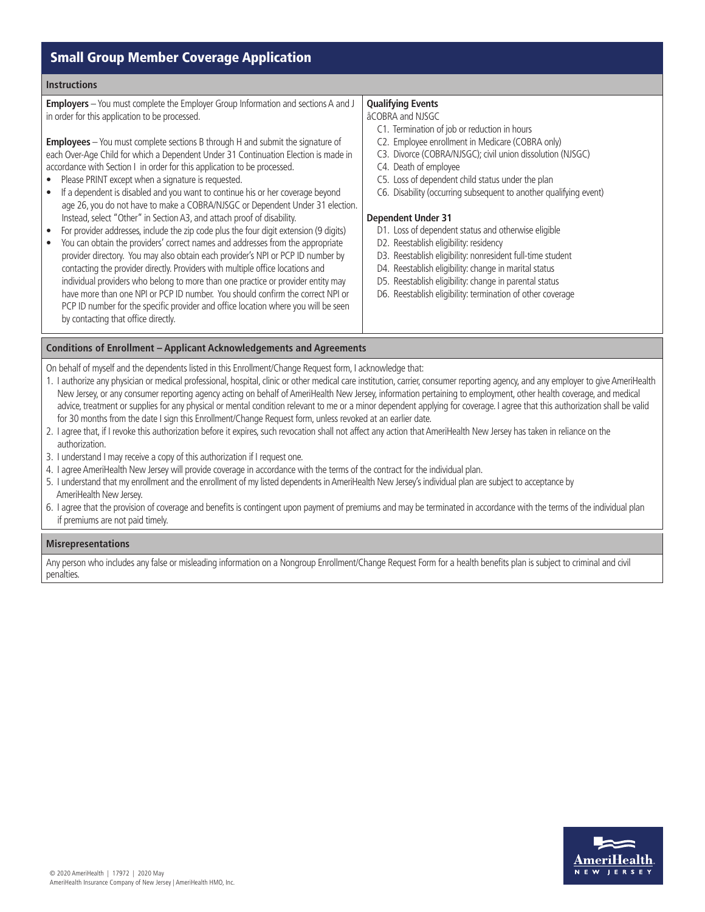# Small Group Member Coverage Application

## Instructions

**Employers** – You must complete the Employer Group Information and sections A and J in order for this application to be processed.

**Employees** – You must complete sections B through H and submit the signature of each Over-Age Child for which a Dependent Under 31 Continuation Election is made in accordance with Section I in order for this application to be processed.

- Please PRINT except when a signature is requested.
- If a dependent is disabled and you want to continue his or her coverage beyond age 26, you do not have to make a COBRA/NJSGC or Dependent Under 31 election. Instead, select "Other" in Section A3, and attach proof of disability.
- For provider addresses, include the zip code plus the four digit extension (9 digits)
- You can obtain the providers' correct names and addresses from the appropriate provider directory. You may also obtain each provider's NPI or PCP ID number by contacting the provider directly. Providers with multiple office locations and individual providers who belong to more than one practice or provider entity may have more than one NPI or PCP ID number. You should confirm the correct NPI or PCP ID number for the specific provider and office location where you will be seen by contacting that office directly.

**Qualifying Events**

åCOBRA and NJSGC

- C1. Termination of job or reduction in hours
- C2. Employee enrollment in Medicare (COBRA only)
- C3. Divorce (COBRA/NJSGC); civil union dissolution (NJSGC)
- C4. Death of employee
- C5. Loss of dependent child status under the plan
- C6. Disability (occurring subsequent to another qualifying event)

**Dependent Under 31**

- D1. Loss of dependent status and otherwise eligible
- D2. Reestablish eligibility: residency
- D3. Reestablish eligibility: nonresident full-time student
- D4. Reestablish eligibility: change in marital status
- D5. Reestablish eligibility: change in parental status
- D6. Reestablish eligibility: termination of other coverage

## Conditions of Enrollment – Applicant Acknowledgements and Agreements

On behalf of myself and the dependents listed in this Enrollment/Change Request form, I acknowledge that:

1. I authorize any physician or medical professional, hospital, clinic or other medical care institution, carrier, consumer reporting agency, and any employer to give AmeriHealth New Jersey, or any consumer reporting agency acting on behalf of AmeriHealth New Jersey, information pertaining to employment, other health coverage, and medical advice, treatment or supplies for any physical or mental condition relevant to me or a minor dependent applying for coverage. I agree that this authorization shall be valid for 30 months from the date I sign this Enrollment/Change Request form, unless revoked at an earlier date.
2. I agree that, if I revoke this authorization before it expires, such revocation shall not affect any action that AmeriHealth New Jersey has taken in reliance on the authorization.
3. I understand I may receive a copy of this authorization if I request one.
4. I agree AmeriHealth New Jersey will provide coverage in accordance with the terms of the contract for the individual plan.
5. I understand that my enrollment and the enrollment of my listed dependents in AmeriHealth New Jersey's individual plan are subject to acceptance by AmeriHealth New Jersey.
6. I agree that the provision of coverage and benefits is contingent upon payment of premiums and may be terminated in accordance with the terms of the individual plan if premiums are not paid timely.

## Misrepresentations

Any person who includes any false or misleading information on a Nongroup Enrollment/Change Request Form for a health benefits plan is subject to criminal and civil penalties.

© 2020 AmeriHealth | 17972 | 2020 May
AmeriHealth Insurance Company of New Jersey | AmeriHealth HMO, Inc.

AmeriHealth NEW JERSEY